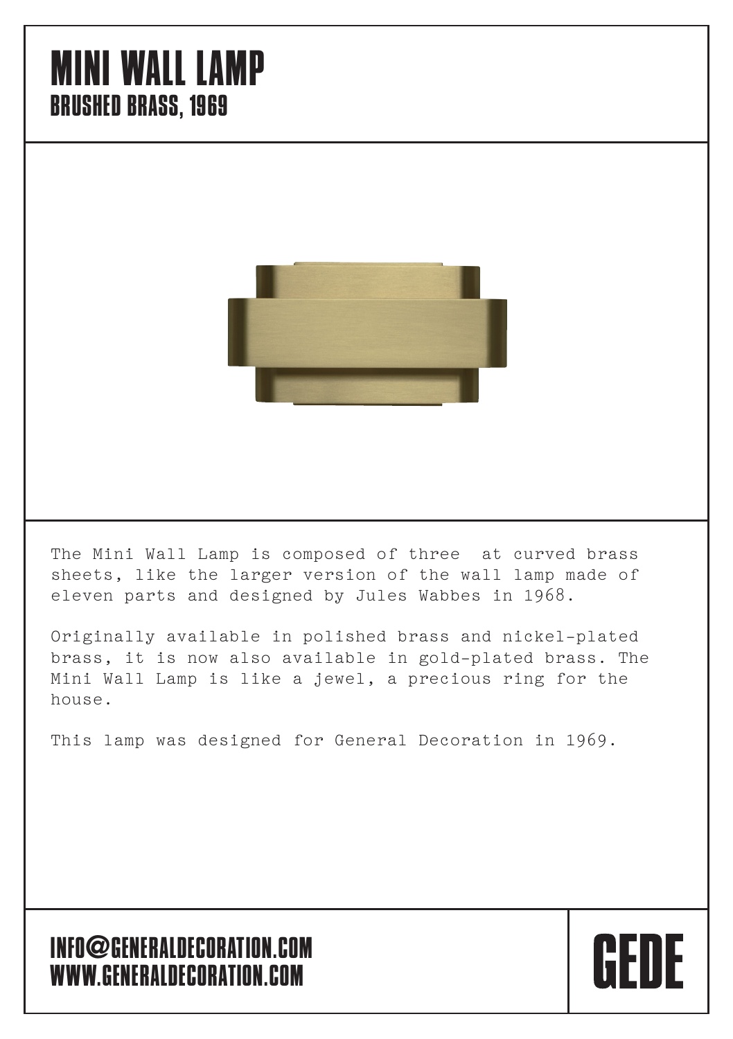# MINI WALL LAMP
## BRUSHED BRASS, 1969

The Mini Wall Lamp is composed of three  at curved brass sheets, like the larger version of the wall lamp made of eleven parts and designed by Jules Wabbes in 1968.

Originally available in polished brass and nickel-plated brass, it is now also available in gold-plated brass. The Mini Wall Lamp is like a jewel, a precious ring for the house.

This lamp was designed for General Decoration in 1969.

**INFO@GENERALDECORATION.COM**
**WWW.GENERALDECORATION.COM**

**GEDE**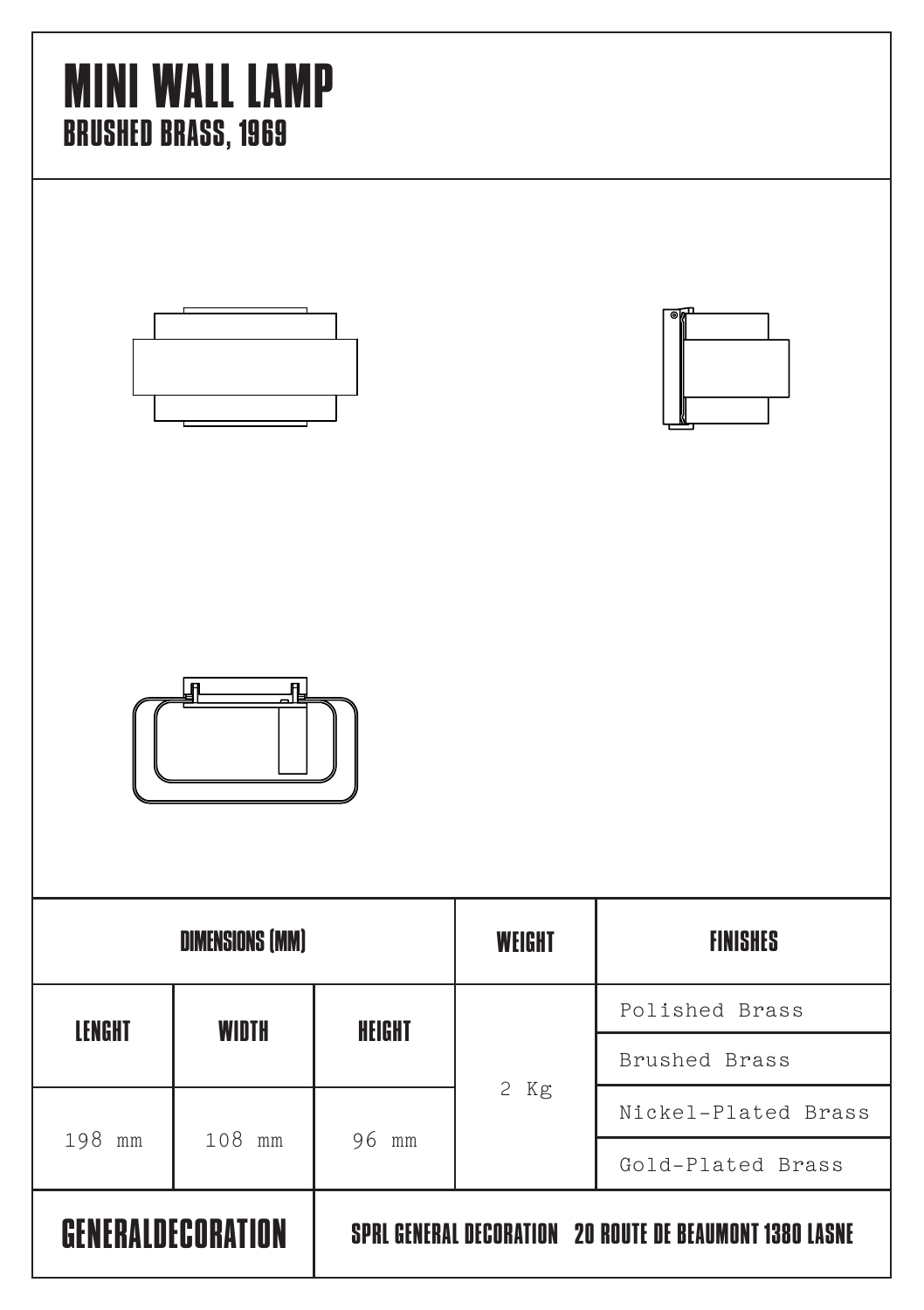# MINI WALL LAMP
## BRUSHED BRASS, 1969

| DIMENSIONS (MM) | | | WEIGHT | FINISHES |
|---|---|---|---|---|
| LENGHT | WIDTH | HEIGHT | 2 Kg | Polished Brass |
| | | | | Brushed Brass |
| 198 mm | 108 mm | 96 mm | | Nickel-Plated Brass |
| | | | | Gold-Plated Brass |

**GENERALDECORATION**

**SPRL GENERAL DECORATION 20 ROUTE DE BEAUMONT 1380 LASNE**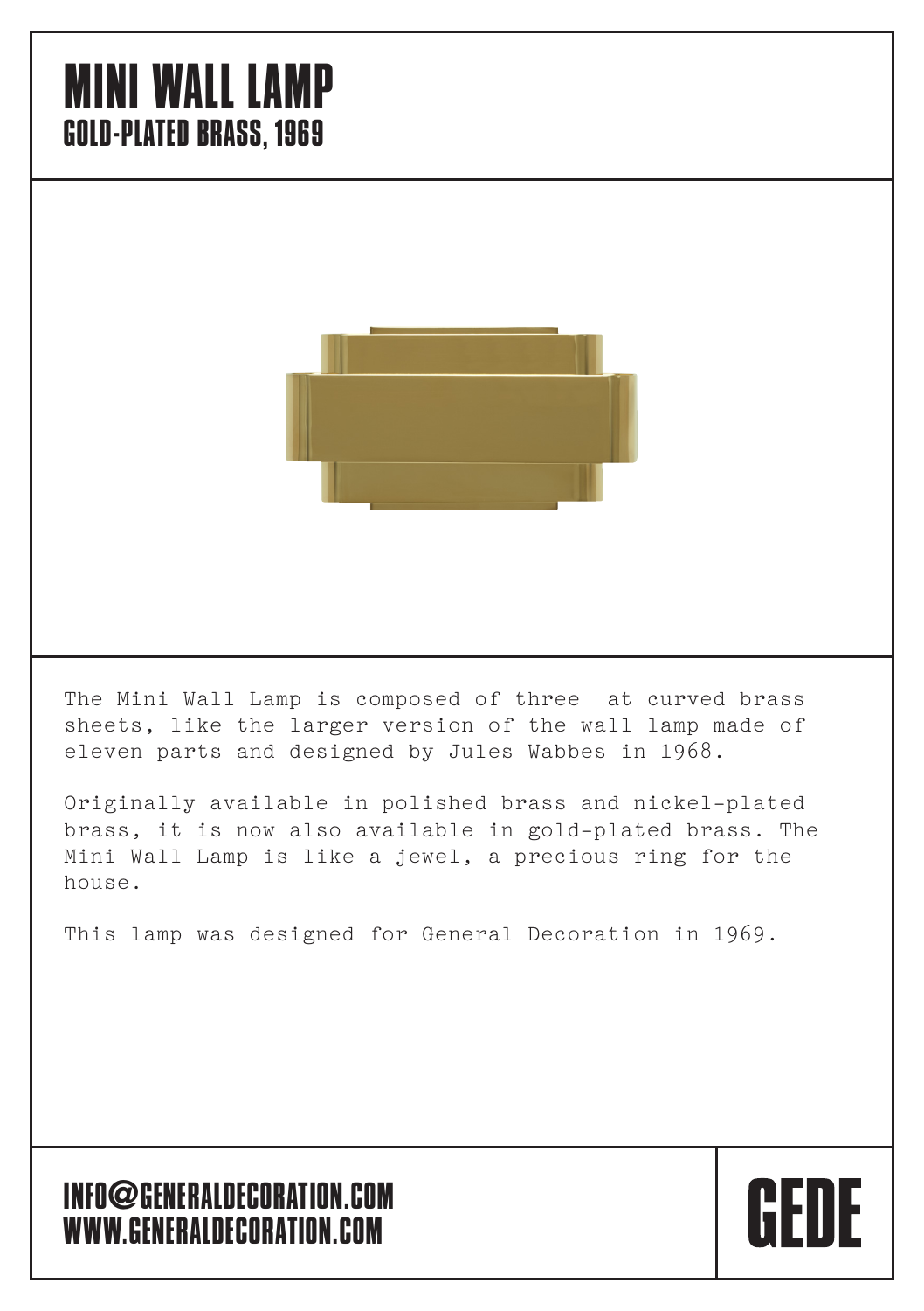# MINI WALL LAMP
## GOLD-PLATED BRASS, 1969

The Mini Wall Lamp is composed of three  at curved brass sheets, like the larger version of the wall lamp made of eleven parts and designed by Jules Wabbes in 1968.

Originally available in polished brass and nickel-plated brass, it is now also available in gold-plated brass. The Mini Wall Lamp is like a jewel, a precious ring for the house.

This lamp was designed for General Decoration in 1969.

**INFO@GENERALDECORATION.COM**
**WWW.GENERALDECORATION.COM**

**GEDE**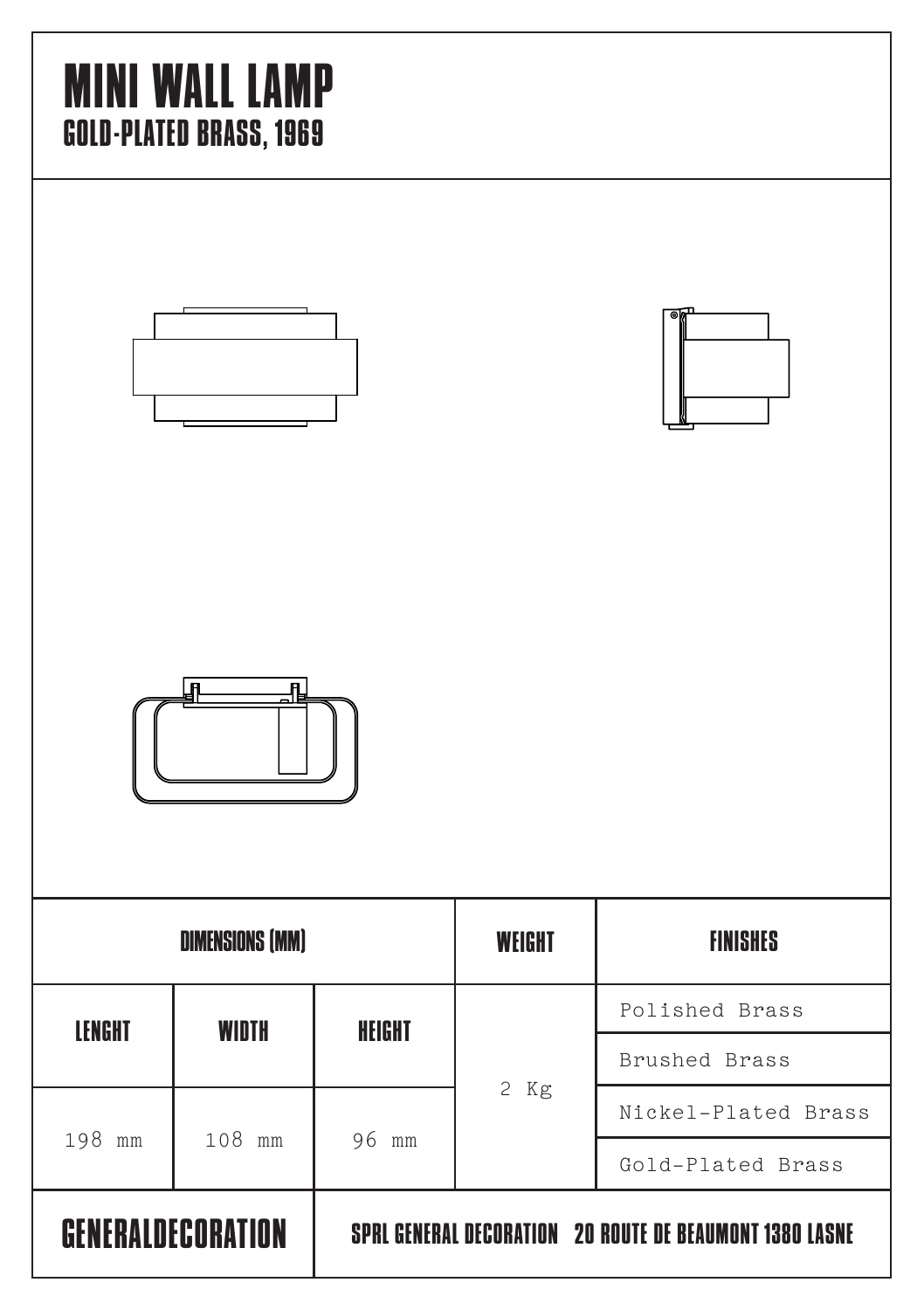# MINI WALL LAMP

## GOLD-PLATED BRASS, 1969

| DIMENSIONS (MM) | | | WEIGHT | FINISHES |
|---|---|---|---|---|
| LENGHT | WIDTH | HEIGHT | 2 Kg | Polished Brass |
| | | | | Brushed Brass |
| 198 mm | 108 mm | 96 mm | | Nickel-Plated Brass |
| | | | | Gold-Plated Brass |

**GENERALDECORATION** SPRL GENERAL DECORATION 20 ROUTE DE BEAUMONT 1380 LASNE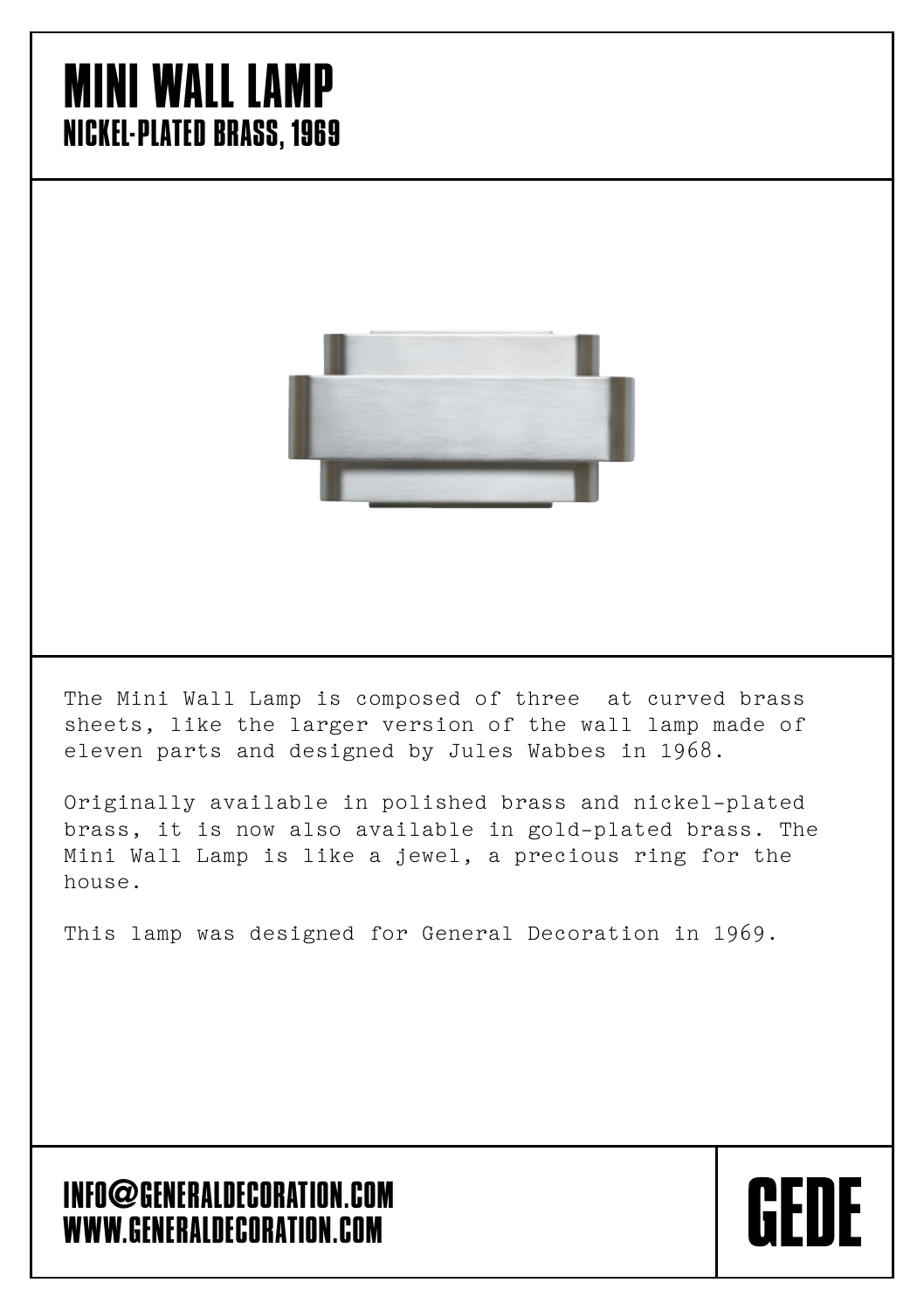# MINI WALL LAMP
## NICKEL-PLATED BRASS, 1969

The Mini Wall Lamp is composed of three  at curved brass sheets, like the larger version of the wall lamp made of eleven parts and designed by Jules Wabbes in 1968.

Originally available in polished brass and nickel-plated brass, it is now also available in gold-plated brass. The Mini Wall Lamp is like a jewel, a precious ring for the house.

This lamp was designed for General Decoration in 1969.

**INFO@GENERALDECORATION.COM**
**WWW.GENERALDECORATION.COM**

**GEDE**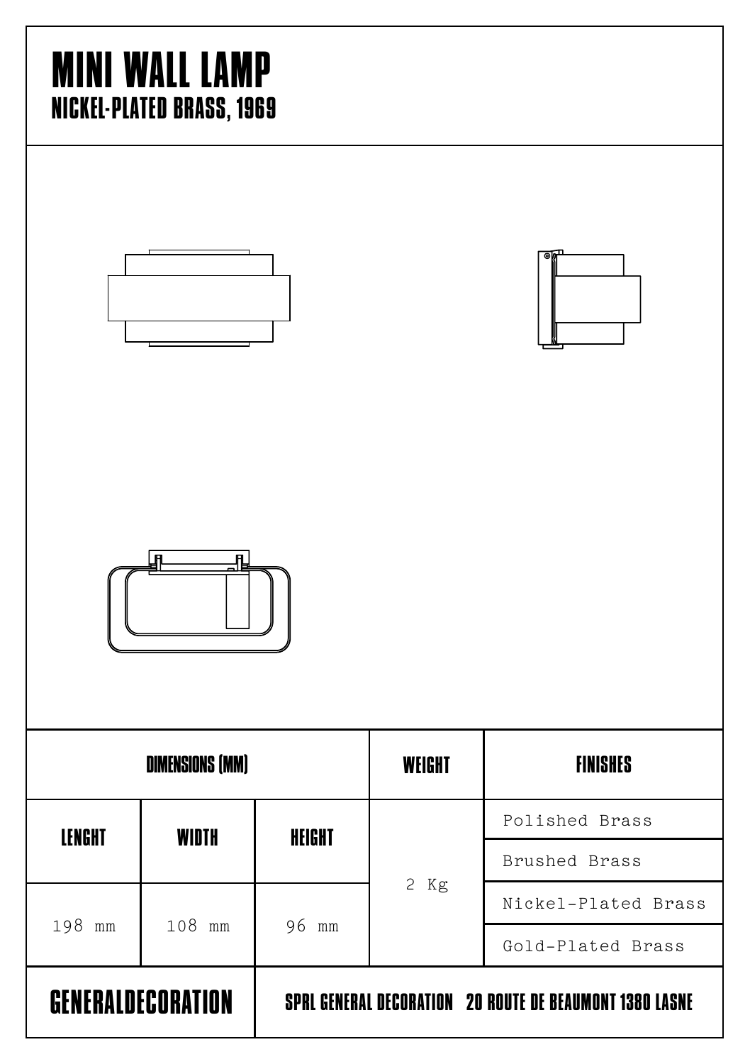# MINI WALL LAMP

## NICKEL-PLATED BRASS, 1969

| DIMENSIONS (MM) | | | WEIGHT | FINISHES |
|---|---|---|---|---|
| LENGHT | WIDTH | HEIGHT | 2 Kg | Polished Brass |
| | | | | Brushed Brass |
| 198 mm | 108 mm | 96 mm | | Nickel-Plated Brass |
| | | | | Gold-Plated Brass |

**GENERALDECORATION**

**SPRL GENERAL DECORATION 20 ROUTE DE BEAUMONT 1380 LASNE**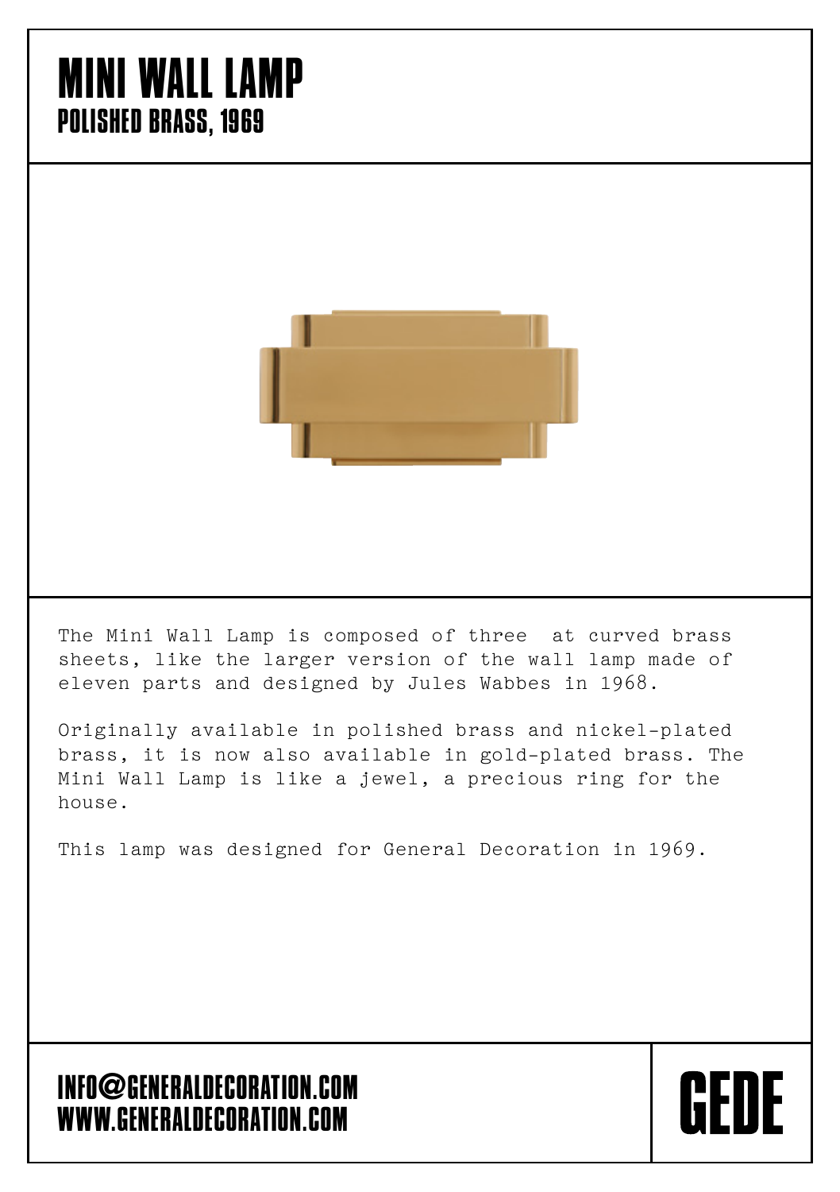# MINI WALL LAMP
## POLISHED BRASS, 1969

The Mini Wall Lamp is composed of three  at curved brass sheets, like the larger version of the wall lamp made of eleven parts and designed by Jules Wabbes in 1968.

Originally available in polished brass and nickel-plated brass, it is now also available in gold-plated brass. The Mini Wall Lamp is like a jewel, a precious ring for the house.

This lamp was designed for General Decoration in 1969.

**INFO@GENERALDECORATION.COM**
**WWW.GENERALDECORATION.COM**

**GEDE**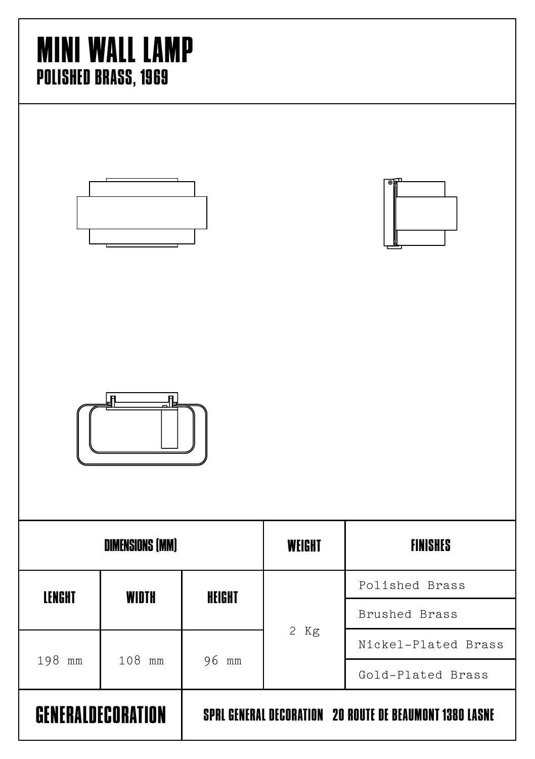# MINI WALL LAMP

## POLISHED BRASS, 1969

| DIMENSIONS (MM) | | | WEIGHT | FINISHES |
|---|---|---|---|---|
| LENGHT | WIDTH | HEIGHT | 2 Kg | Polished Brass |
| | | | | Brushed Brass |
| 198 mm | 108 mm | 96 mm | | Nickel-Plated Brass |
| | | | | Gold-Plated Brass |

**GENERALDECORATION**

**SPRL GENERAL DECORATION 20 ROUTE DE BEAUMONT 1380 LASNE**